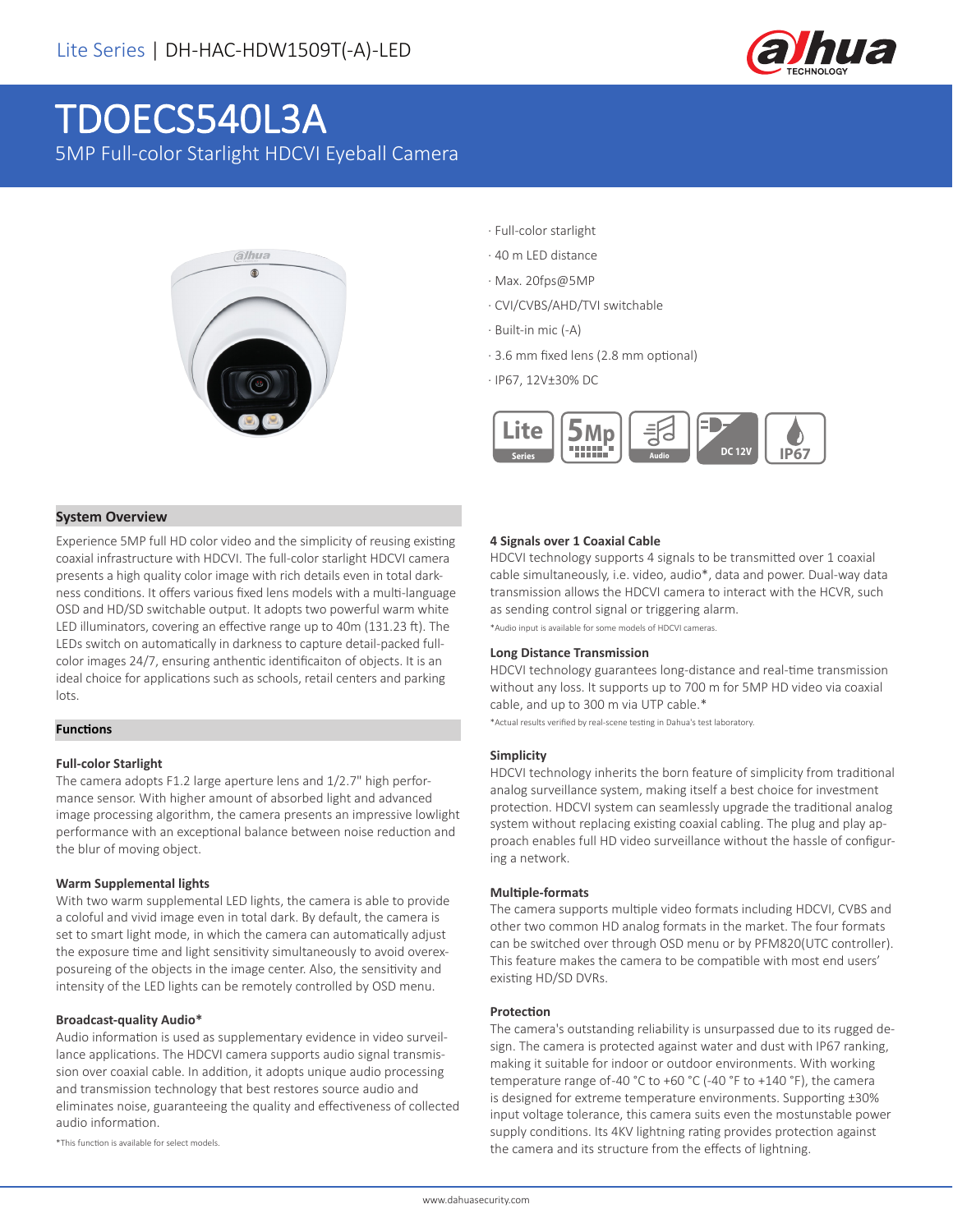Lite Series | DH-HAC-HDW1509T(-A)-LED

# TDOECS540L3A

5MP Full-color Starlight HDCVI Eyeball Camera

- Full-color starlight
- 40 m LED distance
- Max. 20fps@5MP
- CVI/CVBS/AHD/TVI switchable
- Built-in mic (-A)
- 3.6 mm fixed lens (2.8 mm optional)
- IP67, 12V±30% DC

## System Overview

Experience 5MP full HD color video and the simplicity of reusing existing coaxial infrastructure with HDCVI. The full-color starlight HDCVI camera presents a high quality color image with rich details even in total darkness conditions. It offers various fixed lens models with a multi-language OSD and HD/SD switchable output. It adopts two powerful warm white LED illuminators, covering an effective range up to 40m (131.23 ft). The LEDs switch on automatically in darkness to capture detail-packed full-color images 24/7, ensuring authentic identificaiton of objects. It is an ideal choice for applications such as schools, retail centers and parking lots.

## Functions

### Full-color Starlight

The camera adopts F1.2 large aperture lens and 1/2.7" high performance sensor. With higher amount of absorbed light and advanced image processing algorithm, the camera presents an impressive lowlight performance with an exceptional balance between noise reduction and the blur of moving object.

### Warm Supplemental lights

With two warm supplemental LED lights, the camera is able to provide a coloful and vivid image even in total dark. By default, the camera is set to smart light mode, in which the camera can automatically adjust the exposure time and light sensitivity simultaneously to avoid overexposureing of the objects in the image center. Also, the sensitivity and intensity of the LED lights can be remotely controlled by OSD menu.

### Broadcast-quality Audio*

Audio information is used as supplementary evidence in video surveillance applications. The HDCVI camera supports audio signal transmission over coaxial cable. In addition, it adopts unique audio processing and transmission technology that best restores source audio and eliminates noise, guaranteeing the quality and effectiveness of collected audio information.

*This function is available for select models.

### 4 Signals over 1 Coaxial Cable

HDCVI technology supports 4 signals to be transmitted over 1 coaxial cable simultaneously, i.e. video, audio*, data and power. Dual-way data transmission allows the HDCVI camera to interact with the HCVR, such as sending control signal or triggering alarm.

*Audio input is available for some models of HDCVI cameras.

### Long Distance Transmission

HDCVI technology guarantees long-distance and real-time transmission without any loss. It supports up to 700 m for 5MP HD video via coaxial cable, and up to 300 m via UTP cable.*

*Actual results verified by real-scene testing in Dahua's test laboratory.

### Simplicity

HDCVI technology inherits the born feature of simplicity from traditional analog surveillance system, making itself a best choice for investment protection. HDCVI system can seamlessly upgrade the traditional analog system without replacing existing coaxial cabling. The plug and play approach enables full HD video surveillance without the hassle of configuring a network.

### Multiple-formats

The camera supports multiple video formats including HDCVI, CVBS and other two common HD analog formats in the market. The four formats can be switched over through OSD menu or by PFM820(UTC controller). This feature makes the camera to be compatible with most end users' existing HD/SD DVRs.

### Protection

The camera's outstanding reliability is unsurpassed due to its rugged design. The camera is protected against water and dust with IP67 ranking, making it suitable for indoor or outdoor environments. With working temperature range of-40 °C to +60 °C (-40 °F to +140 °F), the camera is designed for extreme temperature environments. Supporting ±30% input voltage tolerance, this camera suits even the mostunstable power supply conditions. Its 4KV lightning rating provides protection against the camera and its structure from the effects of lightning.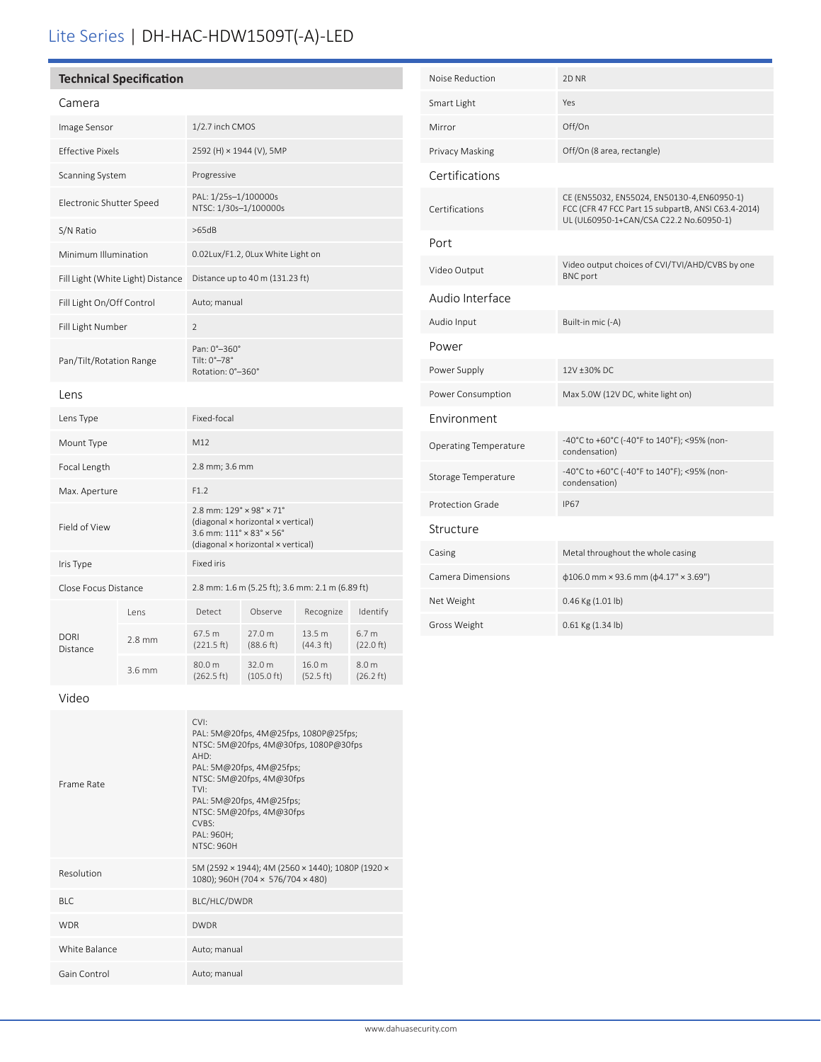# Lite Series | DH-HAC-HDW1509T(-A)-LED

## Technical Specification

### Camera

| | |
|---|---|
| Image Sensor | 1/2.7 inch CMOS |
| Effective Pixels | 2592 (H) × 1944 (V), 5MP |
| Scanning System | Progressive |
| Electronic Shutter Speed | PAL: 1/25s–1/100000s<br>NTSC: 1/30s–1/100000s |
| S/N Ratio | >65dB |
| Minimum Illumination | 0.02Lux/F1.2, 0Lux White Light on |
| Fill Light (White Light) Distance | Distance up to 40 m (131.23 ft) |
| Fill Light On/Off Control | Auto; manual |
| Fill Light Number | 2 |
| Pan/Tilt/Rotation Range | Pan: 0°–360°<br>Tilt: 0°–78°<br>Rotation: 0°–360° |

### Lens

| | |
|---|---|
| Lens Type | Fixed-focal |
| Mount Type | M12 |
| Focal Length | 2.8 mm; 3.6 mm |
| Max. Aperture | F1.2 |
| Field of View | 2.8 mm: 129° × 98° × 71°<br>(diagonal × horizontal × vertical)<br>3.6 mm: 111° × 83° × 56°<br>(diagonal × horizontal × vertical) |
| Iris Type | Fixed iris |
| Close Focus Distance | 2.8 mm: 1.6 m (5.25 ft); 3.6 mm: 2.1 m (6.89 ft) |

| DORI Distance | Lens | Detect | Observe | Recognize | Identify |
|---|---|---|---|---|---|
| | 2.8 mm | 67.5 m (221.5 ft) | 27.0 m (88.6 ft) | 13.5 m (44.3 ft) | 6.7 m (22.0 ft) |
| | 3.6 mm | 80.0 m (262.5 ft) | 32.0 m (105.0 ft) | 16.0 m (52.5 ft) | 8.0 m (26.2 ft) |

### Video

| | |
|---|---|
| Frame Rate | CVI:<br>PAL: 5M@20fps, 4M@25fps, 1080P@25fps;<br>NTSC: 5M@20fps, 4M@30fps, 1080P@30fps<br>AHD:<br>PAL: 5M@20fps, 4M@25fps;<br>NTSC: 5M@20fps, 4M@30fps<br>TVI:<br>PAL: 5M@20fps, 4M@25fps;<br>NTSC: 5M@20fps, 4M@30fps<br>CVBS:<br>PAL: 960H;<br>NTSC: 960H |
| Resolution | 5M (2592 × 1944); 4M (2560 × 1440); 1080P (1920 × 1080); 960H (704 × 576/704 × 480) |
| BLC | BLC/HLC/DWDR |
| WDR | DWDR |
| White Balance | Auto; manual |
| Gain Control | Auto; manual |
| Noise Reduction | 2D NR |
| Smart Light | Yes |
| Mirror | Off/On |
| Privacy Masking | Off/On (8 area, rectangle) |

### Certifications

| | |
|---|---|
| Certifications | CE (EN55032, EN55024, EN50130-4,EN60950-1)<br>FCC (CFR 47 FCC Part 15 subpartB, ANSI C63.4-2014)<br>UL (UL60950-1+CAN/CSA C22.2 No.60950-1) |

### Port

| | |
|---|---|
| Video Output | Video output choices of CVI/TVI/AHD/CVBS by one BNC port |

### Audio Interface

| | |
|---|---|
| Audio Input | Built-in mic (-A) |

### Power

| | |
|---|---|
| Power Supply | 12V ±30% DC |
| Power Consumption | Max 5.0W (12V DC, white light on) |

### Environment

| | |
|---|---|
| Operating Temperature | -40°C to +60°C (-40°F to 140°F); <95% (non-condensation) |
| Storage Temperature | -40°C to +60°C (-40°F to 140°F); <95% (non-condensation) |
| Protection Grade | IP67 |

### Structure

| | |
|---|---|
| Casing | Metal throughout the whole casing |
| Camera Dimensions | ϕ106.0 mm × 93.6 mm (ϕ4.17" × 3.69") |
| Net Weight | 0.46 Kg (1.01 lb) |
| Gross Weight | 0.61 Kg (1.34 lb) |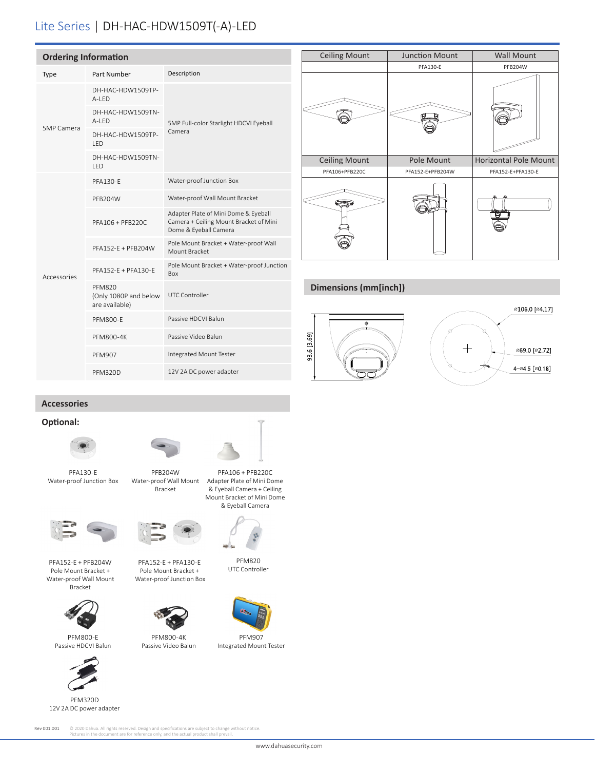# Lite Series | DH-HAC-HDW1509T(-A)-LED

## Ordering Information

| Type | Part Number | Description |
|---|---|---|
| 5MP Camera | DH-HAC-HDW1509TP-A-LED | 5MP Full-color Starlight HDCVI Eyeball Camera |
| | DH-HAC-HDW1509TN-A-LED | |
| | DH-HAC-HDW1509TP-LED | |
| | DH-HAC-HDW1509TN-LED | |
| Accessories | PFA130-E | Water-proof Junction Box |
| | PFB204W | Water-proof Wall Mount Bracket |
| | PFA106 + PFB220C | Adapter Plate of Mini Dome & Eyeball Camera + Ceiling Mount Bracket of Mini Dome & Eyeball Camera |
| | PFA152-E + PFB204W | Pole Mount Bracket + Water-proof Wall Mount Bracket |
| | PFA152-E + PFA130-E | Pole Mount Bracket + Water-proof Junction Box |
| | PFM820 (Only 1080P and below are available) | UTC Controller |
| | PFM800-E | Passive HDCVI Balun |
| | PFM800-4K | Passive Video Balun |
| | PFM907 | Integrated Mount Tester |
| | PFM320D | 12V 2A DC power adapter |

| Ceiling Mount | Junction Mount | Wall Mount |
|---|---|---|
| | PFA130-E | PFB204W |
| **Ceiling Mount** | **Pole Mount** | **Horizontal Pole Mount** |
| PFA106+PFB220C | PFA152-E+PFB204W | PFA152-E+PFA130-E |

## Dimensions (mm[inch])

93.6 [3.69]

⌀106.0 [⌀4.17]

⌀69.0 [⌀2.72]

4–⌀4.5 [⌀0.18]

## Accessories

**Optional:**

PFA130-E
Water-proof Junction Box

PFB204W
Water-proof Wall Mount Bracket

PFA106 + PFB220C
Adapter Plate of Mini Dome & Eyeball Camera + Ceiling Mount Bracket of Mini Dome & Eyeball Camera

PFA152-E + PFB204W
Pole Mount Bracket + Water-proof Wall Mount Bracket

PFA152-E + PFA130-E
Pole Mount Bracket + Water-proof Junction Box

PFM820
UTC Controller

PFM800-E
Passive HDCVI Balun

PFM800-4K
Passive Video Balun

PFM907
Integrated Mount Tester

PFM320D
12V 2A DC power adapter

Rev 001.001

© 2020 Dahua. All rights reserved. Design and specifications are subject to change without notice.
Pictures in the document are for reference only, and the actual product shall prevail.

www.dahuasecurity.com